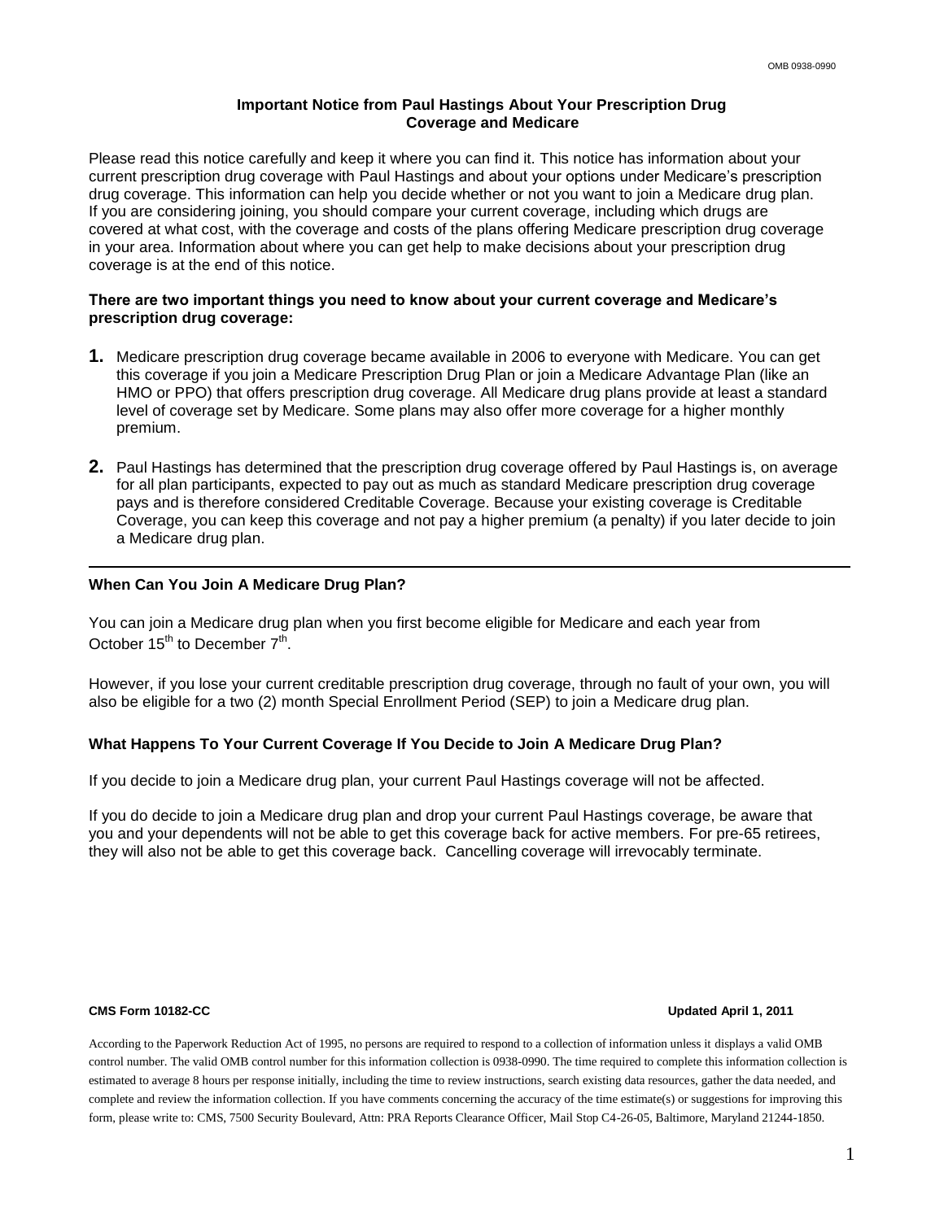OMB 0938-0990

# Important Notice from Paul Hastings About Your Prescription Drug Coverage and Medicare

Please read this notice carefully and keep it where you can find it. This notice has information about your current prescription drug coverage with Paul Hastings and about your options under Medicare's prescription drug coverage. This information can help you decide whether or not you want to join a Medicare drug plan. If you are considering joining, you should compare your current coverage, including which drugs are covered at what cost, with the coverage and costs of the plans offering Medicare prescription drug coverage in your area. Information about where you can get help to make decisions about your prescription drug coverage is at the end of this notice.

**There are two important things you need to know about your current coverage and Medicare's prescription drug coverage:**

1. Medicare prescription drug coverage became available in 2006 to everyone with Medicare. You can get this coverage if you join a Medicare Prescription Drug Plan or join a Medicare Advantage Plan (like an HMO or PPO) that offers prescription drug coverage. All Medicare drug plans provide at least a standard level of coverage set by Medicare. Some plans may also offer more coverage for a higher monthly premium.

2. Paul Hastings has determined that the prescription drug coverage offered by Paul Hastings is, on average for all plan participants, expected to pay out as much as standard Medicare prescription drug coverage pays and is therefore considered Creditable Coverage. Because your existing coverage is Creditable Coverage, you can keep this coverage and not pay a higher premium (a penalty) if you later decide to join a Medicare drug plan.

---

## When Can You Join A Medicare Drug Plan?

You can join a Medicare drug plan when you first become eligible for Medicare and each year from October 15th to December 7th.

However, if you lose your current creditable prescription drug coverage, through no fault of your own, you will also be eligible for a two (2) month Special Enrollment Period (SEP) to join a Medicare drug plan.

## What Happens To Your Current Coverage If You Decide to Join A Medicare Drug Plan?

If you decide to join a Medicare drug plan, your current Paul Hastings coverage will not be affected.

If you do decide to join a Medicare drug plan and drop your current Paul Hastings coverage, be aware that you and your dependents will not be able to get this coverage back for active members. For pre-65 retirees, they will also not be able to get this coverage back. Cancelling coverage will irrevocably terminate.

**CMS Form 10182-CC** **Updated April 1, 2011**

According to the Paperwork Reduction Act of 1995, no persons are required to respond to a collection of information unless it displays a valid OMB control number. The valid OMB control number for this information collection is 0938-0990. The time required to complete this information collection is estimated to average 8 hours per response initially, including the time to review instructions, search existing data resources, gather the data needed, and complete and review the information collection. If you have comments concerning the accuracy of the time estimate(s) or suggestions for improving this form, please write to: CMS, 7500 Security Boulevard, Attn: PRA Reports Clearance Officer, Mail Stop C4-26-05, Baltimore, Maryland 21244-1850.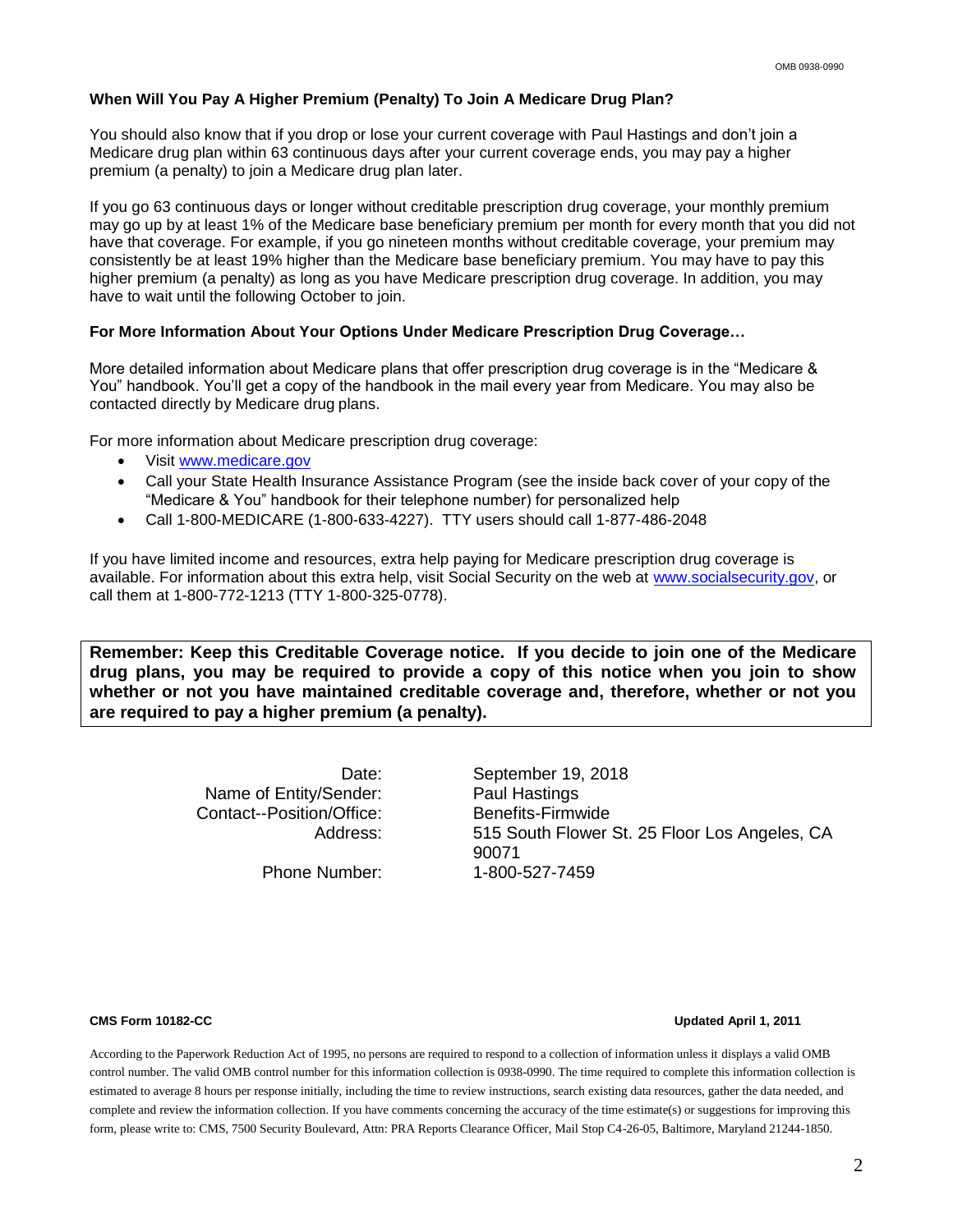### When Will You Pay A Higher Premium (Penalty) To Join A Medicare Drug Plan?

You should also know that if you drop or lose your current coverage with Paul Hastings and don't join a Medicare drug plan within 63 continuous days after your current coverage ends, you may pay a higher premium (a penalty) to join a Medicare drug plan later.

If you go 63 continuous days or longer without creditable prescription drug coverage, your monthly premium may go up by at least 1% of the Medicare base beneficiary premium per month for every month that you did not have that coverage. For example, if you go nineteen months without creditable coverage, your premium may consistently be at least 19% higher than the Medicare base beneficiary premium. You may have to pay this higher premium (a penalty) as long as you have Medicare prescription drug coverage. In addition, you may have to wait until the following October to join.

### For More Information About Your Options Under Medicare Prescription Drug Coverage…

More detailed information about Medicare plans that offer prescription drug coverage is in the "Medicare & You" handbook. You'll get a copy of the handbook in the mail every year from Medicare. You may also be contacted directly by Medicare drug plans.

For more information about Medicare prescription drug coverage:

- Visit www.medicare.gov
- Call your State Health Insurance Assistance Program (see the inside back cover of your copy of the "Medicare & You" handbook for their telephone number) for personalized help
- Call 1-800-MEDICARE (1-800-633-4227). TTY users should call 1-877-486-2048

If you have limited income and resources, extra help paying for Medicare prescription drug coverage is available. For information about this extra help, visit Social Security on the web at www.socialsecurity.gov, or call them at 1-800-772-1213 (TTY 1-800-325-0778).

**Remember: Keep this Creditable Coverage notice. If you decide to join one of the Medicare drug plans, you may be required to provide a copy of this notice when you join to show whether or not you have maintained creditable coverage and, therefore, whether or not you are required to pay a higher premium (a penalty).**

| | |
|---|---|
| Date: | September 19, 2018 |
| Name of Entity/Sender: | Paul Hastings |
| Contact--Position/Office: | Benefits-Firmwide |
| Address: | 515 South Flower St. 25 Floor Los Angeles, CA 90071 |
| Phone Number: | 1-800-527-7459 |

**CMS Form 10182-CC** **Updated April 1, 2011**

According to the Paperwork Reduction Act of 1995, no persons are required to respond to a collection of information unless it displays a valid OMB control number. The valid OMB control number for this information collection is 0938-0990. The time required to complete this information collection is estimated to average 8 hours per response initially, including the time to review instructions, search existing data resources, gather the data needed, and complete and review the information collection. If you have comments concerning the accuracy of the time estimate(s) or suggestions for improving this form, please write to: CMS, 7500 Security Boulevard, Attn: PRA Reports Clearance Officer, Mail Stop C4-26-05, Baltimore, Maryland 21244-1850.